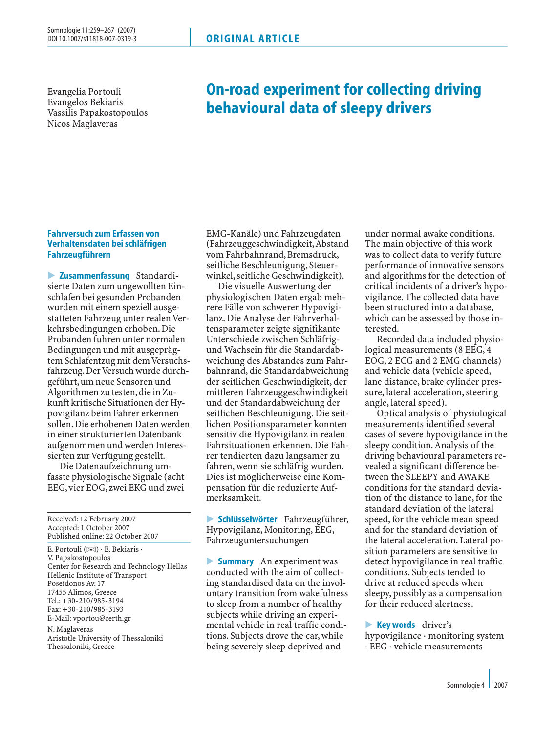ORIGINAL ARTICLE

Evangelia Portouli
Evangelos Bekiaris
Vassilis Papakostopoulos
Nicos Maglaveras

# On-road experiment for collecting driving behavioural data of sleepy drivers

## Fahrversuch zum Erfassen von Verhaltensdaten bei schläfrigen Fahrzeugführern

**Zusammenfassung** Standardisierte Daten zum ungewollten Einschlafen bei gesunden Probanden wurden mit einem speziell ausgestatteten Fahrzeug unter realen Verkehrsbedingungen erhoben. Die Probanden fuhren unter normalen Bedingungen und mit ausgeprägtem Schlafentzug mit dem Versuchsfahrzeug. Der Versuch wurde durchgeführt, um neue Sensoren und Algorithmen zu testen, die in Zukunft kritische Situationen der Hypovigilanz beim Fahrer erkennen sollen. Die erhobenen Daten werden in einer strukturierten Datenbank aufgenommen und werden Interessierten zur Verfügung gestellt.

Die Datenaufzeichnung umfasste physiologische Signale (acht EEG, vier EOG, zwei EKG und zwei EMG-Kanäle) und Fahrzeugdaten (Fahrzeuggeschwindigkeit, Abstand vom Fahrbahnrand, Bremsdruck, seitliche Beschleunigung, Steuerwinkel, seitliche Geschwindigkeit).

Die visuelle Auswertung der physiologischen Daten ergab mehrere Fälle von schwerer Hypovigilanz. Die Analyse der Fahrverhaltensparameter zeigte signifikante Unterschiede zwischen Schläfrig- und Wachsein für die Standardabweichung des Abstandes zum Fahrbahnrand, die Standardabweichung der seitlichen Geschwindigkeit, der mittleren Fahrzeuggeschwindigkeit und der Standardabweichung der seitlichen Beschleunigung. Die seitlichen Positionsparameter konnten sensitiv die Hypovigilanz in realen Fahrsituationen erkennen. Die Fahrer tendierten dazu langsamer zu fahren, wenn sie schläfrig wurden. Dies ist möglicherweise eine Kompensation für die reduzierte Aufmerksamkeit.

**Schlüsselwörter** Fahrzeugführer, Hypovigilanz, Monitoring, EEG, Fahrzeuguntersuchungen

**Summary** An experiment was conducted with the aim of collecting standardised data on the involuntary transition from wakefulness to sleep from a number of healthy subjects while driving an experimental vehicle in real traffic conditions. Subjects drove the car, while being severely sleep deprived and under normal awake conditions. The main objective of this work was to collect data to verify future performance of innovative sensors and algorithms for the detection of critical incidents of a driver's hypovigilance. The collected data have been structured into a database, which can be assessed by those interested.

Recorded data included physiological measurements (8 EEG, 4 EOG, 2 ECG and 2 EMG channels) and vehicle data (vehicle speed, lane distance, brake cylinder pressure, lateral acceleration, steering angle, lateral speed).

Optical analysis of physiological measurements identified several cases of severe hypovigilance in the sleepy condition. Analysis of the driving behavioural parameters revealed a significant difference between the SLEEPY and AWAKE conditions for the standard deviation of the distance to lane, for the standard deviation of the lateral speed, for the vehicle mean speed and for the standard deviation of the lateral acceleration. Lateral position parameters are sensitive to detect hypovigilance in real traffic conditions. Subjects tended to drive at reduced speeds when sleepy, possibly as a compensation for their reduced alertness.

**Key words** driver's hypovigilance · monitoring system · EEG · vehicle measurements

Received: 12 February 2007
Accepted: 1 October 2007
Published online: 22 October 2007

E. Portouli (✉) · E. Bekiaris · V. Papakostopoulos
Center for Research and Technology Hellas
Hellenic Institute of Transport
Poseidonos Av. 17
17455 Alimos, Greece
Tel.: +30-210/985-3194
Fax: +30-210/985-3193
E-Mail: vportou@certh.gr

N. Maglaveras
Aristotle University of Thessaloniki
Thessaloniki, Greece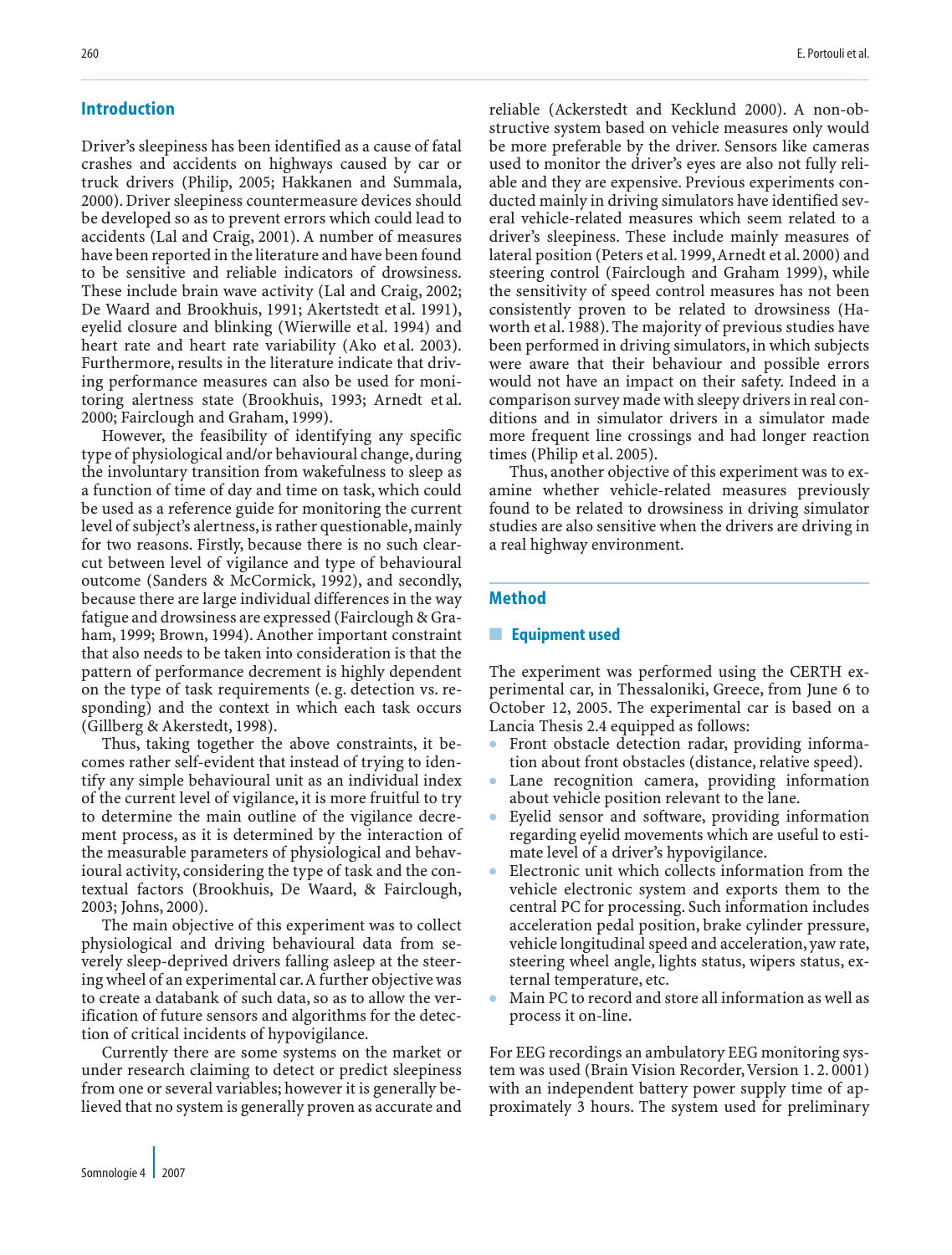## Introduction

Driver's sleepiness has been identified as a cause of fatal crashes and accidents on highways caused by car or truck drivers (Philip, 2005; Hakkanen and Summala, 2000). Driver sleepiness countermeasure devices should be developed so as to prevent errors which could lead to accidents (Lal and Craig, 2001). A number of measures have been reported in the literature and have been found to be sensitive and reliable indicators of drowsiness. These include brain wave activity (Lal and Craig, 2002; De Waard and Brookhuis, 1991; Akertstedt et al. 1991), eyelid closure and blinking (Wierwille et al. 1994) and heart rate and heart rate variability (Ako et al. 2003). Furthermore, results in the literature indicate that driving performance measures can also be used for monitoring alertness state (Brookhuis, 1993; Arnedt et al. 2000; Fairclough and Graham, 1999).

However, the feasibility of identifying any specific type of physiological and/or behavioural change, during the involuntary transition from wakefulness to sleep as a function of time of day and time on task, which could be used as a reference guide for monitoring the current level of subject's alertness, is rather questionable, mainly for two reasons. Firstly, because there is no such clear-cut between level of vigilance and type of behavioural outcome (Sanders & McCormick, 1992), and secondly, because there are large individual differences in the way fatigue and drowsiness are expressed (Fairclough & Graham, 1999; Brown, 1994). Another important constraint that also needs to be taken into consideration is that the pattern of performance decrement is highly dependent on the type of task requirements (e. g. detection vs. responding) and the context in which each task occurs (Gillberg & Akerstedt, 1998).

Thus, taking together the above constraints, it becomes rather self-evident that instead of trying to identify any simple behavioural unit as an individual index of the current level of vigilance, it is more fruitful to try to determine the main outline of the vigilance decrement process, as it is determined by the interaction of the measurable parameters of physiological and behavioural activity, considering the type of task and the contextual factors (Brookhuis, De Waard, & Fairclough, 2003; Johns, 2000).

The main objective of this experiment was to collect physiological and driving behavioural data from severely sleep-deprived drivers falling asleep at the steering wheel of an experimental car. A further objective was to create a databank of such data, so as to allow the verification of future sensors and algorithms for the detection of critical incidents of hypovigilance.

Currently there are some systems on the market or under research claiming to detect or predict sleepiness from one or several variables; however it is generally believed that no system is generally proven as accurate and reliable (Ackerstedt and Kecklund 2000). A non-obstructive system based on vehicle measures only would be more preferable by the driver. Sensors like cameras used to monitor the driver's eyes are also not fully reliable and they are expensive. Previous experiments conducted mainly in driving simulators have identified several vehicle-related measures which seem related to a driver's sleepiness. These include mainly measures of lateral position (Peters et al. 1999, Arnedt et al. 2000) and steering control (Fairclough and Graham 1999), while the sensitivity of speed control measures has not been consistently proven to be related to drowsiness (Haworth et al. 1988). The majority of previous studies have been performed in driving simulators, in which subjects were aware that their behaviour and possible errors would not have an impact on their safety. Indeed in a comparison survey made with sleepy drivers in real conditions and in simulator drivers in a simulator made more frequent line crossings and had longer reaction times (Philip et al. 2005).

Thus, another objective of this experiment was to examine whether vehicle-related measures previously found to be related to drowsiness in driving simulator studies are also sensitive when the drivers are driving in a real highway environment.

## Method

### Equipment used

The experiment was performed using the CERTH experimental car, in Thessaloniki, Greece, from June 6 to October 12, 2005. The experimental car is based on a Lancia Thesis 2.4 equipped as follows:

- Front obstacle detection radar, providing information about front obstacles (distance, relative speed).
- Lane recognition camera, providing information about vehicle position relevant to the lane.
- Eyelid sensor and software, providing information regarding eyelid movements which are useful to estimate level of a driver's hypovigilance.
- Electronic unit which collects information from the vehicle electronic system and exports them to the central PC for processing. Such information includes acceleration pedal position, brake cylinder pressure, vehicle longitudinal speed and acceleration, yaw rate, steering wheel angle, lights status, wipers status, external temperature, etc.
- Main PC to record and store all information as well as process it on-line.

For EEG recordings an ambulatory EEG monitoring system was used (Brain Vision Recorder, Version 1. 2. 0001) with an independent battery power supply time of approximately 3 hours. The system used for preliminary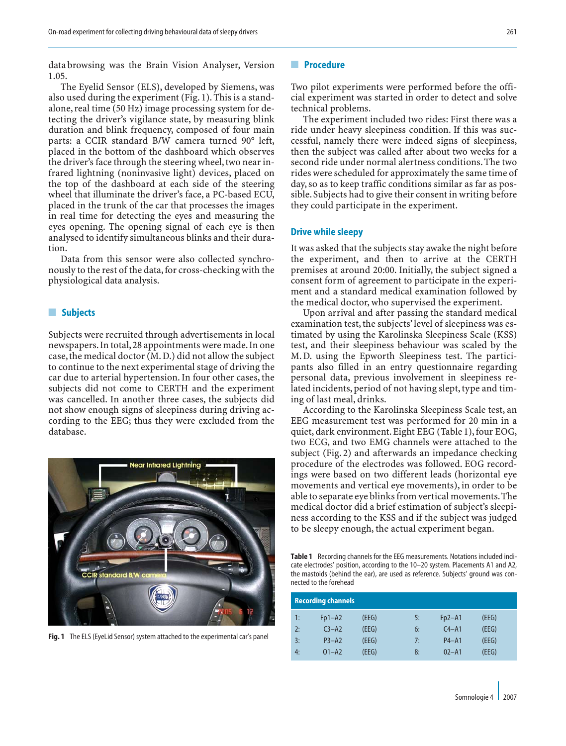data browsing was the Brain Vision Analyser, Version 1.05.

The Eyelid Sensor (ELS), developed by Siemens, was also used during the experiment (Fig. 1). This is a standalone, real time (50 Hz) image processing system for detecting the driver's vigilance state, by measuring blink duration and blink frequency, composed of four main parts: a CCIR standard B/W camera turned 90° left, placed in the bottom of the dashboard which observes the driver's face through the steering wheel, two near infrared lightning (noninvasive light) devices, placed on the top of the dashboard at each side of the steering wheel that illuminate the driver's face, a PC-based ECU, placed in the trunk of the car that processes the images in real time for detecting the eyes and measuring the eyes opening. The opening signal of each eye is then analysed to identify simultaneous blinks and their duration.

Data from this sensor were also collected synchronously to the rest of the data, for cross-checking with the physiological data analysis.

## Subjects

Subjects were recruited through advertisements in local newspapers. In total, 28 appointments were made. In one case, the medical doctor (M. D.) did not allow the subject to continue to the next experimental stage of driving the car due to arterial hypertension. In four other cases, the subjects did not come to CERTH and the experiment was cancelled. In another three cases, the subjects did not show enough signs of sleepiness during driving according to the EEG; thus they were excluded from the database.

Near Infrared Lightning

CCIR standard B/W camera

**Fig. 1** The ELS (EyeLid Sensor) system attached to the experimental car's panel

## Procedure

Two pilot experiments were performed before the official experiment was started in order to detect and solve technical problems.

The experiment included two rides: First there was a ride under heavy sleepiness condition. If this was successful, namely there were indeed signs of sleepiness, then the subject was called after about two weeks for a second ride under normal alertness conditions. The two rides were scheduled for approximately the same time of day, so as to keep traffic conditions similar as far as possible. Subjects had to give their consent in writing before they could participate in the experiment.

### Drive while sleepy

It was asked that the subjects stay awake the night before the experiment, and then to arrive at the CERTH premises at around 20:00. Initially, the subject signed a consent form of agreement to participate in the experiment and a standard medical examination followed by the medical doctor, who supervised the experiment.

Upon arrival and after passing the standard medical examination test, the subjects' level of sleepiness was estimated by using the Karolinska Sleepiness Scale (KSS) test, and their sleepiness behaviour was scaled by the M. D. using the Epworth Sleepiness test. The participants also filled in an entry questionnaire regarding personal data, previous involvement in sleepiness related incidents, period of not having slept, type and timing of last meal, drinks.

According to the Karolinska Sleepiness Scale test, an EEG measurement test was performed for 20 min in a quiet, dark environment. Eight EEG (Table 1), four EOG, two ECG, and two EMG channels were attached to the subject (Fig. 2) and afterwards an impedance checking procedure of the electrodes was followed. EOG recordings were based on two different leads (horizontal eye movements and vertical eye movements), in order to be able to separate eye blinks from vertical movements. The medical doctor did a brief estimation of subject's sleepiness according to the KSS and if the subject was judged to be sleepy enough, the actual experiment began.

**Table 1** Recording channels for the EEG measurements. Notations included indicate electrodes' position, according to the 10–20 system. Placements A1 and A2, the mastoids (behind the ear), are used as reference. Subjects' ground was connected to the forehead

| Recording channels | | | | | |
|---|---|---|---|---|---|
| 1: | Fp1–A2 | (EEG) | 5: | Fp2–A1 | (EEG) |
| 2: | C3–A2 | (EEG) | 6: | C4–A1 | (EEG) |
| 3: | P3–A2 | (EEG) | 7: | P4–A1 | (EEG) |
| 4: | O1–A2 | (EEG) | 8: | O2–A1 | (EEG) |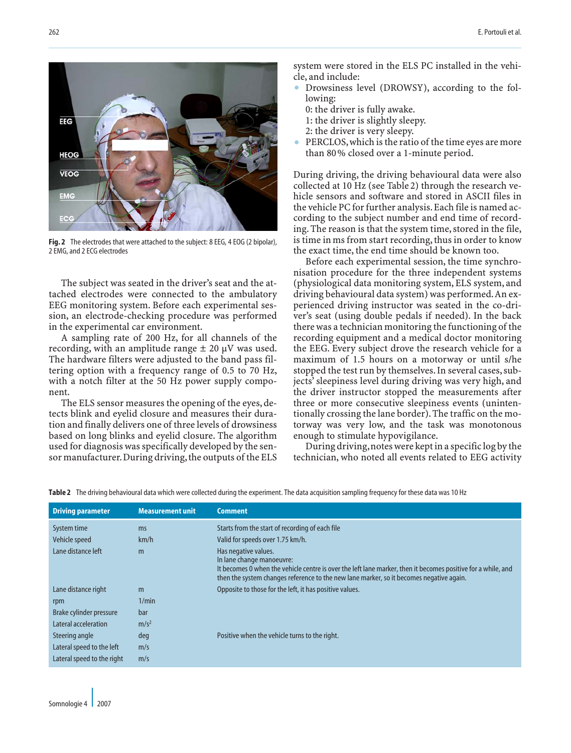EEG

HEOG

VEOG

EMG

ECG

**Fig. 2** The electrodes that were attached to the subject: 8 EEG, 4 EOG (2 bipolar), 2 EMG, and 2 ECG electrodes

The subject was seated in the driver's seat and the attached electrodes were connected to the ambulatory EEG monitoring system. Before each experimental session, an electrode-checking procedure was performed in the experimental car environment.

A sampling rate of 200 Hz, for all channels of the recording, with an amplitude range ± 20 μV was used. The hardware filters were adjusted to the band pass filtering option with a frequency range of 0.5 to 70 Hz, with a notch filter at the 50 Hz power supply component.

The ELS sensor measures the opening of the eyes, detects blink and eyelid closure and measures their duration and finally delivers one of three levels of drowsiness based on long blinks and eyelid closure. The algorithm used for diagnosis was specifically developed by the sensor manufacturer. During driving, the outputs of the ELS system were stored in the ELS PC installed in the vehicle, and include:

- Drowsiness level (DROWSY), according to the following:
  0: the driver is fully awake.
  1: the driver is slightly sleepy.
  2: the driver is very sleepy.
- PERCLOS, which is the ratio of the time eyes are more than 80 % closed over a 1-minute period.

During driving, the driving behavioural data were also collected at 10 Hz (see Table 2) through the research vehicle sensors and software and stored in ASCII files in the vehicle PC for further analysis. Each file is named according to the subject number and end time of recording. The reason is that the system time, stored in the file, is time in ms from start recording, thus in order to know the exact time, the end time should be known too.

Before each experimental session, the time synchronisation procedure for the three independent systems (physiological data monitoring system, ELS system, and driving behavioural data system) was performed. An experienced driving instructor was seated in the co-driver's seat (using double pedals if needed). In the back there was a technician monitoring the functioning of the recording equipment and a medical doctor monitoring the EEG. Every subject drove the research vehicle for a maximum of 1.5 hours on a motorway or until s/he stopped the test run by themselves. In several cases, subjects' sleepiness level during driving was very high, and the driver instructor stopped the measurements after three or more consecutive sleepiness events (unintentionally crossing the lane border). The traffic on the motorway was very low, and the task was monotonous enough to stimulate hypovigilance.

During driving, notes were kept in a specific log by the technician, who noted all events related to EEG activity

**Table 2** The driving behavioural data which were collected during the experiment. The data acquisition sampling frequency for these data was 10 Hz

| Driving parameter | Measurement unit | Comment |
|---|---|---|
| System time | ms | Starts from the start of recording of each file |
| Vehicle speed | km/h | Valid for speeds over 1.75 km/h. |
| Lane distance left | m | Has negative values. In lane change manoeuvre: It becomes 0 when the vehicle centre is over the left lane marker, then it becomes positive for a while, and then the system changes reference to the new lane marker, so it becomes negative again. |
| Lane distance right | m | Opposite to those for the left, it has positive values. |
| rpm | 1/min | |
| Brake cylinder pressure | bar | |
| Lateral acceleration | $m/s^2$ | |
| Steering angle | deg | Positive when the vehicle turns to the right. |
| Lateral speed to the left | m/s | |
| Lateral speed to the right | m/s | |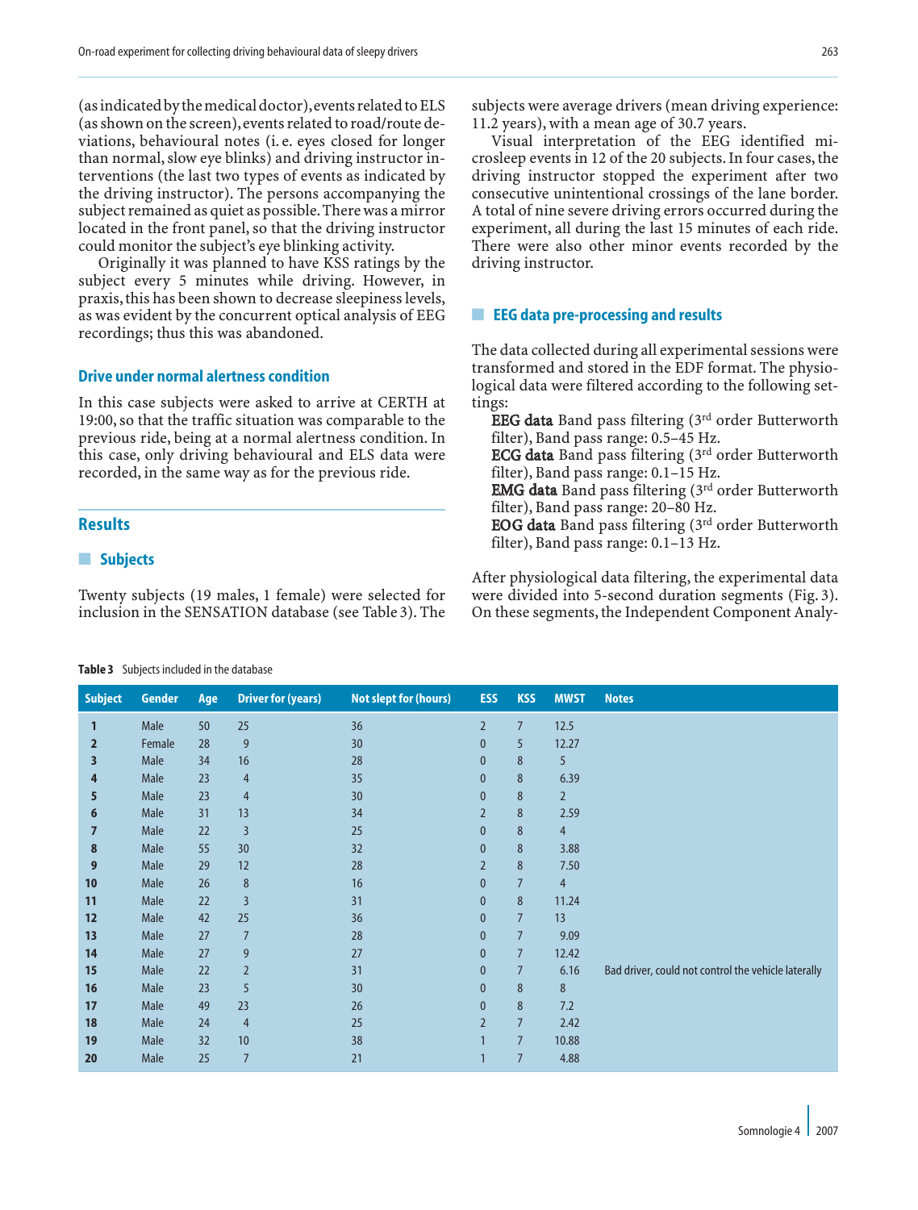(as indicated by the medical doctor), events related to ELS (as shown on the screen), events related to road/route deviations, behavioural notes (i. e. eyes closed for longer than normal, slow eye blinks) and driving instructor interventions (the last two types of events as indicated by the driving instructor). The persons accompanying the subject remained as quiet as possible. There was a mirror located in the front panel, so that the driving instructor could monitor the subject's eye blinking activity.

Originally it was planned to have KSS ratings by the subject every 5 minutes while driving. However, in praxis, this has been shown to decrease sleepiness levels, as was evident by the concurrent optical analysis of EEG recordings; thus this was abandoned.

### Drive under normal alertness condition

In this case subjects were asked to arrive at CERTH at 19:00, so that the traffic situation was comparable to the previous ride, being at a normal alertness condition. In this case, only driving behavioural and ELS data were recorded, in the same way as for the previous ride.

## Results

### Subjects

Twenty subjects (19 males, 1 female) were selected for inclusion in the SENSATION database (see Table 3). The subjects were average drivers (mean driving experience: 11.2 years), with a mean age of 30.7 years.

Visual interpretation of the EEG identified microsleep events in 12 of the 20 subjects. In four cases, the driving instructor stopped the experiment after two consecutive unintentional crossings of the lane border. A total of nine severe driving errors occurred during the experiment, all during the last 15 minutes of each ride. There were also other minor events recorded by the driving instructor.

### EEG data pre-processing and results

The data collected during all experimental sessions were transformed and stored in the EDF format. The physiological data were filtered according to the following settings:

**EEG data** Band pass filtering (3rd order Butterworth filter), Band pass range: 0.5–45 Hz.
**ECG data** Band pass filtering (3rd order Butterworth filter), Band pass range: 0.1–15 Hz.
**EMG data** Band pass filtering (3rd order Butterworth filter), Band pass range: 20–80 Hz.
**EOG data** Band pass filtering (3rd order Butterworth filter), Band pass range: 0.1–13 Hz.

After physiological data filtering, the experimental data were divided into 5-second duration segments (Fig. 3). On these segments, the Independent Component Analy-

**Table 3** Subjects included in the database

| Subject | Gender | Age | Driver for (years) | Not slept for (hours) | ESS | KSS | MWST | Notes |
|---|---|---|---|---|---|---|---|---|
| **1** | Male | 50 | 25 | 36 | 2 | 7 | 12.5 | |
| **2** | Female | 28 | 9 | 30 | 0 | 5 | 12.27 | |
| **3** | Male | 34 | 16 | 28 | 0 | 8 | 5 | |
| **4** | Male | 23 | 4 | 35 | 0 | 8 | 6.39 | |
| **5** | Male | 23 | 4 | 30 | 0 | 8 | 2 | |
| **6** | Male | 31 | 13 | 34 | 2 | 8 | 2.59 | |
| **7** | Male | 22 | 3 | 25 | 0 | 8 | 4 | |
| **8** | Male | 55 | 30 | 32 | 0 | 8 | 3.88 | |
| **9** | Male | 29 | 12 | 28 | 2 | 8 | 7.50 | |
| **10** | Male | 26 | 8 | 16 | 0 | 7 | 4 | |
| **11** | Male | 22 | 3 | 31 | 0 | 8 | 11.24 | |
| **12** | Male | 42 | 25 | 36 | 0 | 7 | 13 | |
| **13** | Male | 27 | 7 | 28 | 0 | 7 | 9.09 | |
| **14** | Male | 27 | 9 | 27 | 0 | 7 | 12.42 | |
| **15** | Male | 22 | 2 | 31 | 0 | 7 | 6.16 | Bad driver, could not control the vehicle laterally |
| **16** | Male | 23 | 5 | 30 | 0 | 8 | 8 | |
| **17** | Male | 49 | 23 | 26 | 0 | 8 | 7.2 | |
| **18** | Male | 24 | 4 | 25 | 2 | 7 | 2.42 | |
| **19** | Male | 32 | 10 | 38 | 1 | 7 | 10.88 | |
| **20** | Male | 25 | 7 | 21 | 1 | 7 | 4.88 | |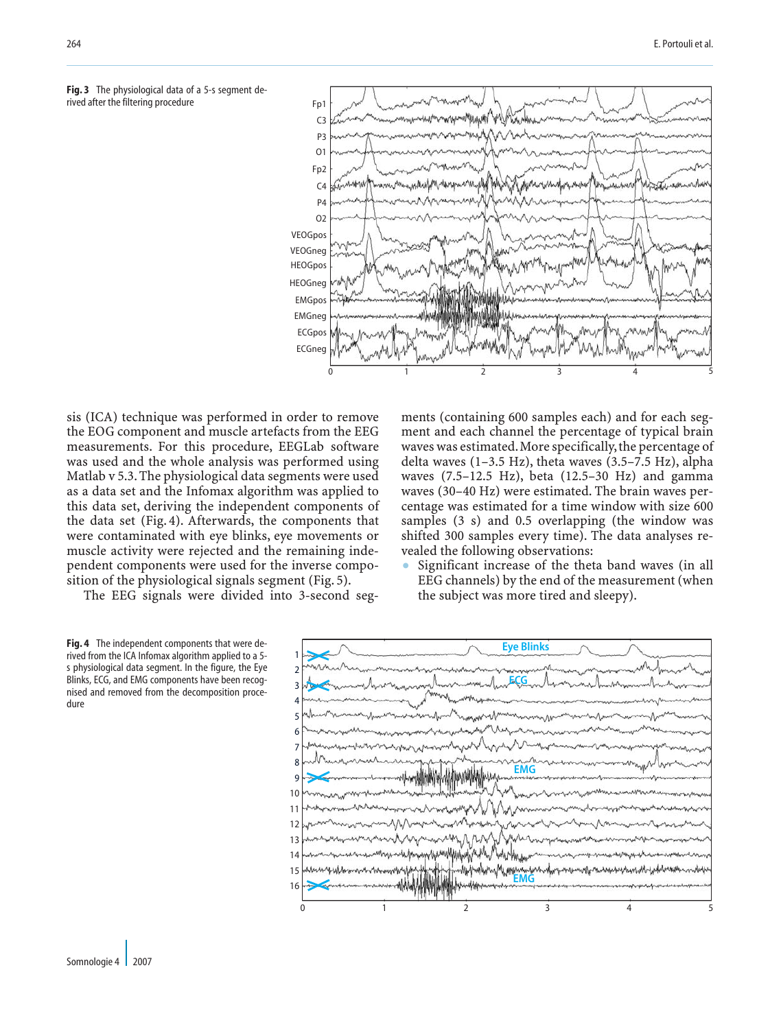**Fig. 3** The physiological data of a 5-s segment derived after the filtering procedure

Fp1
C3
P3
O1
Fp2
C4
P4
O2
VEOGpos
VEOGneg
HEOGpos
HEOGneg
EMGpos
EMGneg
ECGpos
ECGneg

0 1 2 3 4 5

sis (ICA) technique was performed in order to remove the EOG component and muscle artefacts from the EEG measurements. For this procedure, EEGLab software was used and the whole analysis was performed using Matlab v 5.3. The physiological data segments were used as a data set and the Infomax algorithm was applied to this data set, deriving the independent components of the data set (Fig. 4). Afterwards, the components that were contaminated with eye blinks, eye movements or muscle activity were rejected and the remaining independent components were used for the inverse composition of the physiological signals segment (Fig. 5).

The EEG signals were divided into 3-second segments (containing 600 samples each) and for each segment and each channel the percentage of typical brain waves was estimated. More specifically, the percentage of delta waves (1–3.5 Hz), theta waves (3.5–7.5 Hz), alpha waves (7.5–12.5 Hz), beta (12.5–30 Hz) and gamma waves (30–40 Hz) were estimated. The brain waves percentage was estimated for a time window with size 600 samples (3 s) and 0.5 overlapping (the window was shifted 300 samples every time). The data analyses revealed the following observations:

- Significant increase of the theta band waves (in all EEG channels) by the end of the measurement (when the subject was more tired and sleepy).

**Fig. 4** The independent components that were derived from the ICA Infomax algorithm applied to a 5-s physiological data segment. In the figure, the Eye Blinks, ECG, and EMG components have been recognised and removed from the decomposition procedure

Eye Blinks
ECG
EMG
EMG

1 2 3 4 5 6 7 8 9 10 11 12 13 14 15 16

0 1 2 3 4 5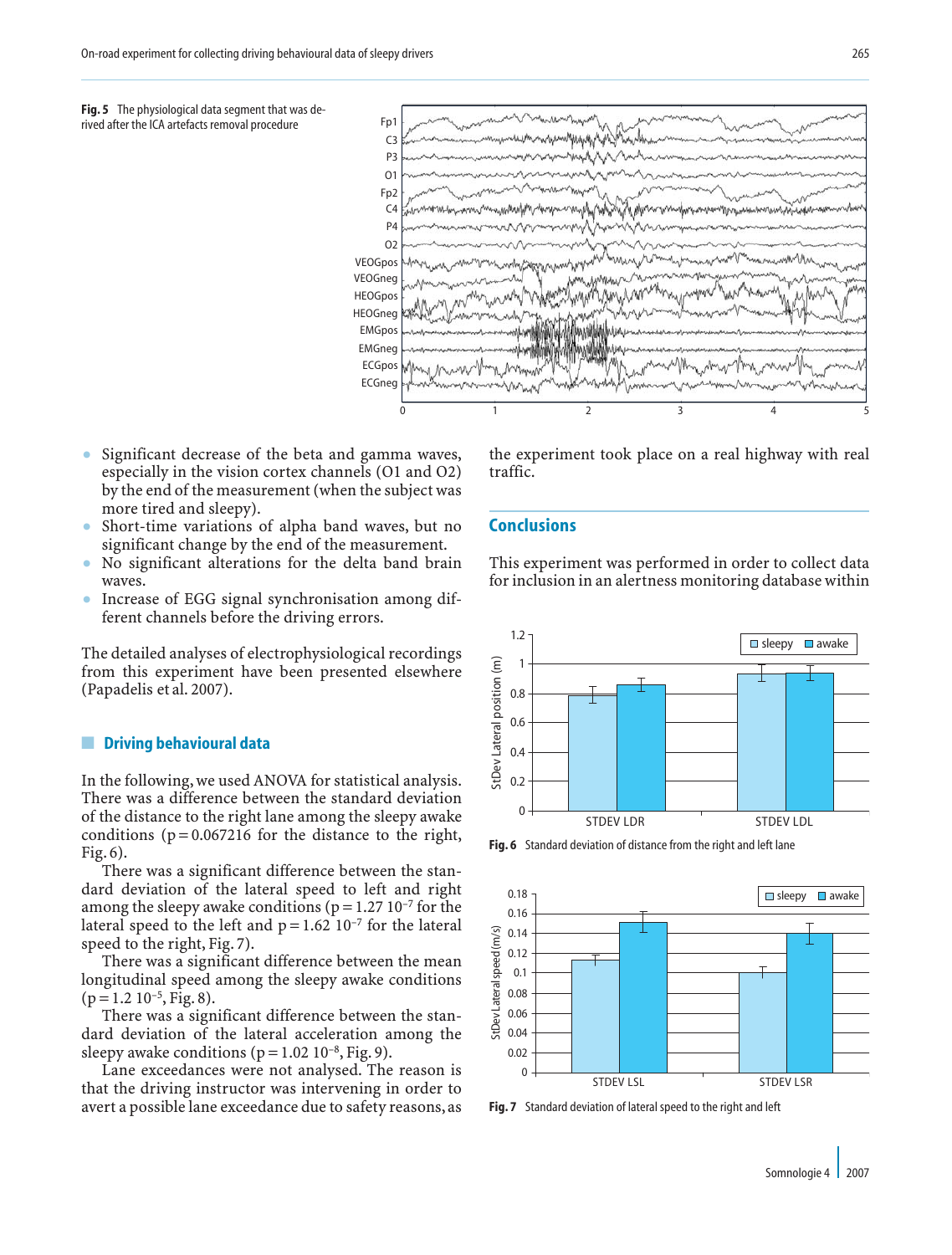**Fig. 5** The physiological data segment that was derived after the ICA artefacts removal procedure

Fp1
C3
P3
O1
Fp2
C4
P4
O2
VEOGpos
VEOGneg
HEOGpos
HEOGneg
EMGpos
EMGneg
ECGpos
ECGneg
0 1 2 3 4 5

- Significant decrease of the beta and gamma waves, especially in the vision cortex channels (O1 and O2) by the end of the measurement (when the subject was more tired and sleepy).
- Short-time variations of alpha band waves, but no significant change by the end of the measurement.
- No significant alterations for the delta band brain waves.
- Increase of EGG signal synchronisation among different channels before the driving errors.

The detailed analyses of electrophysiological recordings from this experiment have been presented elsewhere (Papadelis et al. 2007).

## Driving behavioural data

In the following, we used ANOVA for statistical analysis. There was a difference between the standard deviation of the distance to the right lane among the sleepy awake conditions ($p = 0.067216$ for the distance to the right, Fig. 6).

There was a significant difference between the standard deviation of the lateral speed to left and right among the sleepy awake conditions ($p = 1.27\ 10^{-7}$ for the lateral speed to the left and $p = 1.62\ 10^{-7}$ for the lateral speed to the right, Fig. 7).

There was a significant difference between the mean longitudinal speed among the sleepy awake conditions ($p = 1.2\ 10^{-5}$, Fig. 8).

There was a significant difference between the standard deviation of the lateral acceleration among the sleepy awake conditions ($p = 1.02\ 10^{-8}$, Fig. 9).

Lane exceedances were not analysed. The reason is that the driving instructor was intervening in order to avert a possible lane exceedance due to safety reasons, as the experiment took place on a real highway with real traffic.

## Conclusions

This experiment was performed in order to collect data for inclusion in an alertness monitoring database within

sleepy awake
StDev Lateral position (m)
1.2
1
0.8
0.6
0.4
0.2
0
STDEV LDR
STDEV LDL

**Fig. 6** Standard deviation of distance from the right and left lane

sleepy awake
StDev Lateral speed (m/s)
0.18
0.16
0.14
0.12
0.1
0.08
0.06
0.04
0.02
0
STDEV LSL
STDEV LSR

**Fig. 7** Standard deviation of lateral speed to the right and left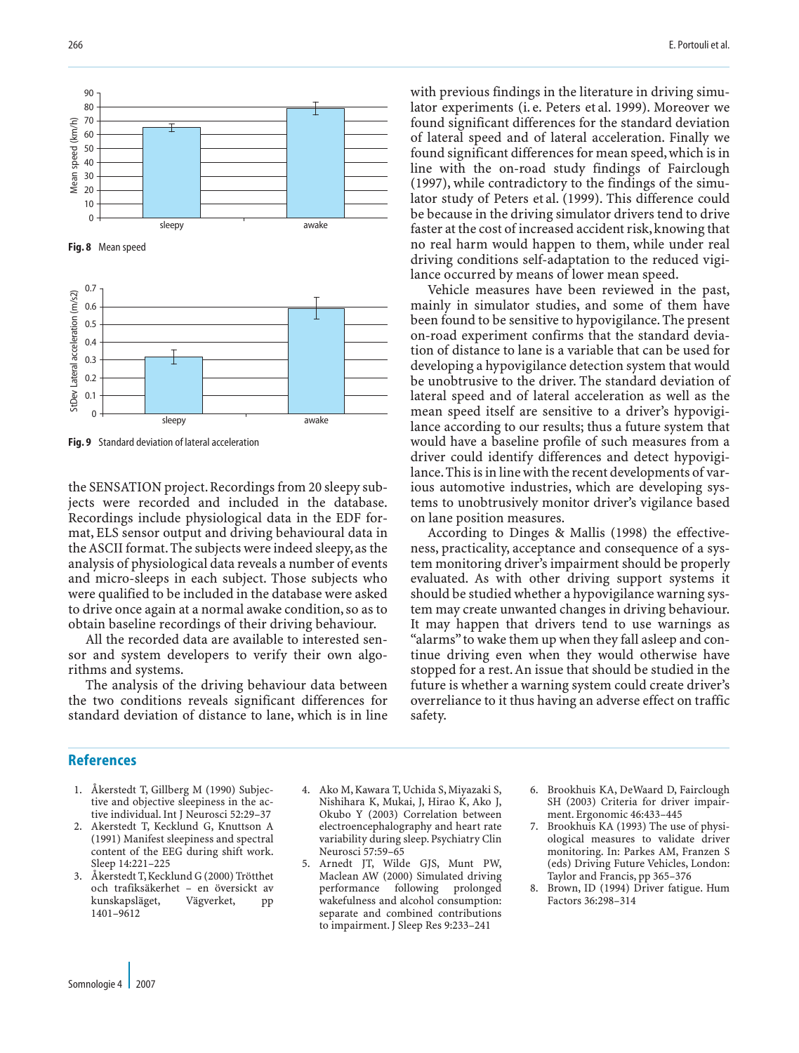90
80
70
60
50
40
30
20
10
0
Mean speed (km/h)
sleepy
awake

**Fig. 8** Mean speed

0.7
0.6
0.5
0.4
0.3
0.2
0.1
0
StDev Lateral acceleration (m/s2)
sleepy
awake

**Fig. 9** Standard deviation of lateral acceleration

the SENSATION project. Recordings from 20 sleepy subjects were recorded and included in the database. Recordings include physiological data in the EDF format, ELS sensor output and driving behavioural data in the ASCII format. The subjects were indeed sleepy, as the analysis of physiological data reveals a number of events and micro-sleeps in each subject. Those subjects who were qualified to be included in the database were asked to drive once again at a normal awake condition, so as to obtain baseline recordings of their driving behaviour.

All the recorded data are available to interested sensor and system developers to verify their own algorithms and systems.

The analysis of the driving behaviour data between the two conditions reveals significant differences for standard deviation of distance to lane, which is in line with previous findings in the literature in driving simulator experiments (i. e. Peters et al. 1999). Moreover we found significant differences for the standard deviation of lateral speed and of lateral acceleration. Finally we found significant differences for mean speed, which is in line with the on-road study findings of Fairclough (1997), while contradictory to the findings of the simulator study of Peters et al. (1999). This difference could be because in the driving simulator drivers tend to drive faster at the cost of increased accident risk, knowing that no real harm would happen to them, while under real driving conditions self-adaptation to the reduced vigilance occurred by means of lower mean speed.

Vehicle measures have been reviewed in the past, mainly in simulator studies, and some of them have been found to be sensitive to hypovigilance. The present on-road experiment confirms that the standard deviation of distance to lane is a variable that can be used for developing a hypovigilance detection system that would be unobtrusive to the driver. The standard deviation of lateral speed and of lateral acceleration as well as the mean speed itself are sensitive to a driver's hypovigilance according to our results; thus a future system that would have a baseline profile of such measures from a driver could identify differences and detect hypovigilance. This is in line with the recent developments of various automotive industries, which are developing systems to unobtrusively monitor driver's vigilance based on lane position measures.

According to Dinges & Mallis (1998) the effectiveness, practicality, acceptance and consequence of a system monitoring driver's impairment should be properly evaluated. As with other driving support systems it should be studied whether a hypovigilance warning system may create unwanted changes in driving behaviour. It may happen that drivers tend to use warnings as "alarms" to wake them up when they fall asleep and continue driving even when they would otherwise have stopped for a rest. An issue that should be studied in the future is whether a warning system could create driver's overreliance to it thus having an adverse effect on traffic safety.

## References

1. Åkerstedt T, Gillberg M (1990) Subjective and objective sleepiness in the active individual. Int J Neurosci 52:29–37
2. Akerstedt T, Kecklund G, Knuttson A (1991) Manifest sleepiness and spectral content of the EEG during shift work. Sleep 14:221–225
3. Åkerstedt T, Kecklund G (2000) Trötthet och trafiksäkerhet – en översickt av kunskapsläget, Vägverket, pp 1401–9612
4. Ako M, Kawara T, Uchida S, Miyazaki S, Nishihara K, Mukai, J, Hirao K, Ako J, Okubo Y (2003) Correlation between electroencephalography and heart rate variability during sleep. Psychiatry Clin Neurosci 57:59–65
5. Arnedt JT, Wilde GJS, Munt PW, Maclean AW (2000) Simulated driving performance following prolonged wakefulness and alcohol consumption: separate and combined contributions to impairment. J Sleep Res 9:233–241
6. Brookhuis KA, DeWaard D, Fairclough SH (2003) Criteria for driver impairment. Ergonomic 46:433–445
7. Brookhuis KA (1993) The use of physiological measures to validate driver monitoring. In: Parkes AM, Franzen S (eds) Driving Future Vehicles, London: Taylor and Francis, pp 365–376
8. Brown, ID (1994) Driver fatigue. Hum Factors 36:298–314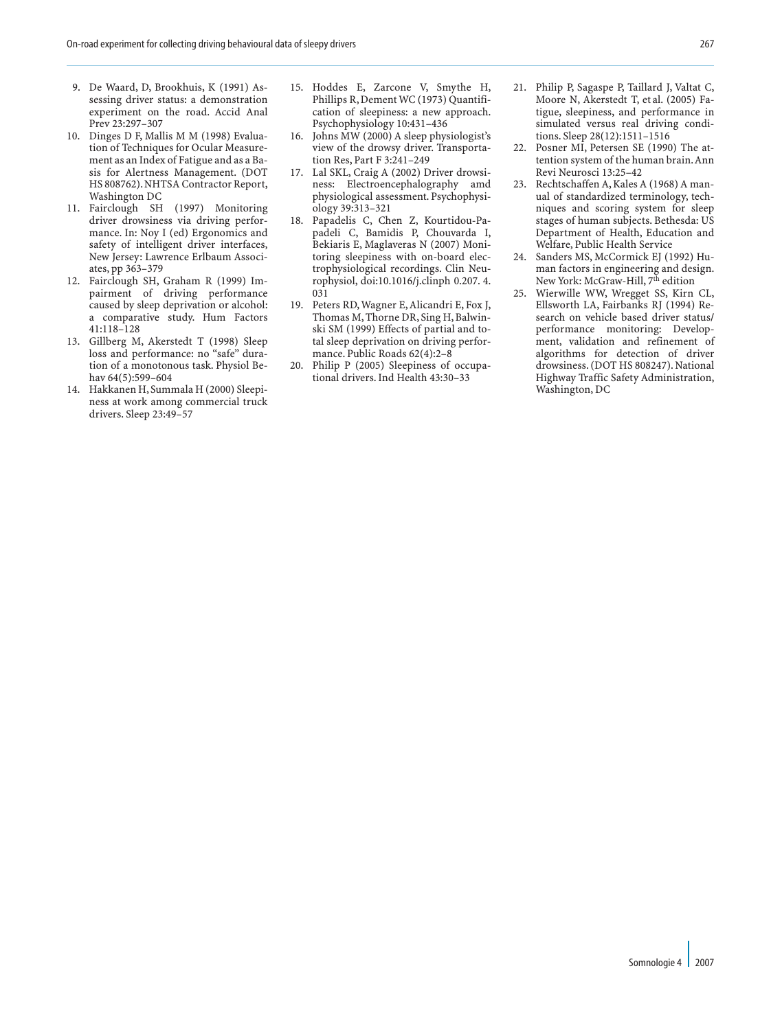9. De Waard, D, Brookhuis, K (1991) Assessing driver status: a demonstration experiment on the road. Accid Anal Prev 23:297–307
10. Dinges D F, Mallis M M (1998) Evaluation of Techniques for Ocular Measurement as an Index of Fatigue and as a Basis for Alertness Management. (DOT HS 808762). NHTSA Contractor Report, Washington DC
11. Fairclough SH (1997) Monitoring driver drowsiness via driving performance. In: Noy I (ed) Ergonomics and safety of intelligent driver interfaces, New Jersey: Lawrence Erlbaum Associates, pp 363–379
12. Fairclough SH, Graham R (1999) Impairment of driving performance caused by sleep deprivation or alcohol: a comparative study. Hum Factors 41:118–128
13. Gillberg M, Akerstedt T (1998) Sleep loss and performance: no "safe" duration of a monotonous task. Physiol Behav 64(5):599–604
14. Hakkanen H, Summala H (2000) Sleepiness at work among commercial truck drivers. Sleep 23:49–57
15. Hoddes E, Zarcone V, Smythe H, Phillips R, Dement WC (1973) Quantification of sleepiness: a new approach. Psychophysiology 10:431–436
16. Johns MW (2000) A sleep physiologist's view of the drowsy driver. Transportation Res, Part F 3:241–249
17. Lal SKL, Craig A (2002) Driver drowsiness: Electroencephalography amd physiological assessment. Psychophysiology 39:313–321
18. Papadelis C, Chen Z, Kourtidou-Papadeli C, Bamidis P, Chouvarda I, Bekiaris E, Maglaveras N (2007) Monitoring sleepiness with on-board electrophysiological recordings. Clin Neurophysiol, doi:10.1016/j.clinph 0.207. 4. 031
19. Peters RD, Wagner E, Alicandri E, Fox J, Thomas M, Thorne DR, Sing H, Balwinski SM (1999) Effects of partial and total sleep deprivation on driving performance. Public Roads 62(4):2–8
20. Philip P (2005) Sleepiness of occupational drivers. Ind Health 43:30–33
21. Philip P, Sagaspe P, Taillard J, Valtat C, Moore N, Akerstedt T, et al. (2005) Fatigue, sleepiness, and performance in simulated versus real driving conditions. Sleep 28(12):1511–1516
22. Posner MI, Petersen SE (1990) The attention system of the human brain. Ann Revi Neurosci 13:25–42
23. Rechtschaffen A, Kales A (1968) A manual of standardized terminology, techniques and scoring system for sleep stages of human subjects. Bethesda: US Department of Health, Education and Welfare, Public Health Service
24. Sanders MS, McCormick EJ (1992) Human factors in engineering and design. New York: McGraw-Hill, 7th edition
25. Wierwille WW, Wregget SS, Kirn CL, Ellsworth LA, Fairbanks RJ (1994) Research on vehicle based driver status/performance monitoring: Development, validation and refinement of algorithms for detection of driver drowsiness. (DOT HS 808247). National Highway Traffic Safety Administration, Washington, DC